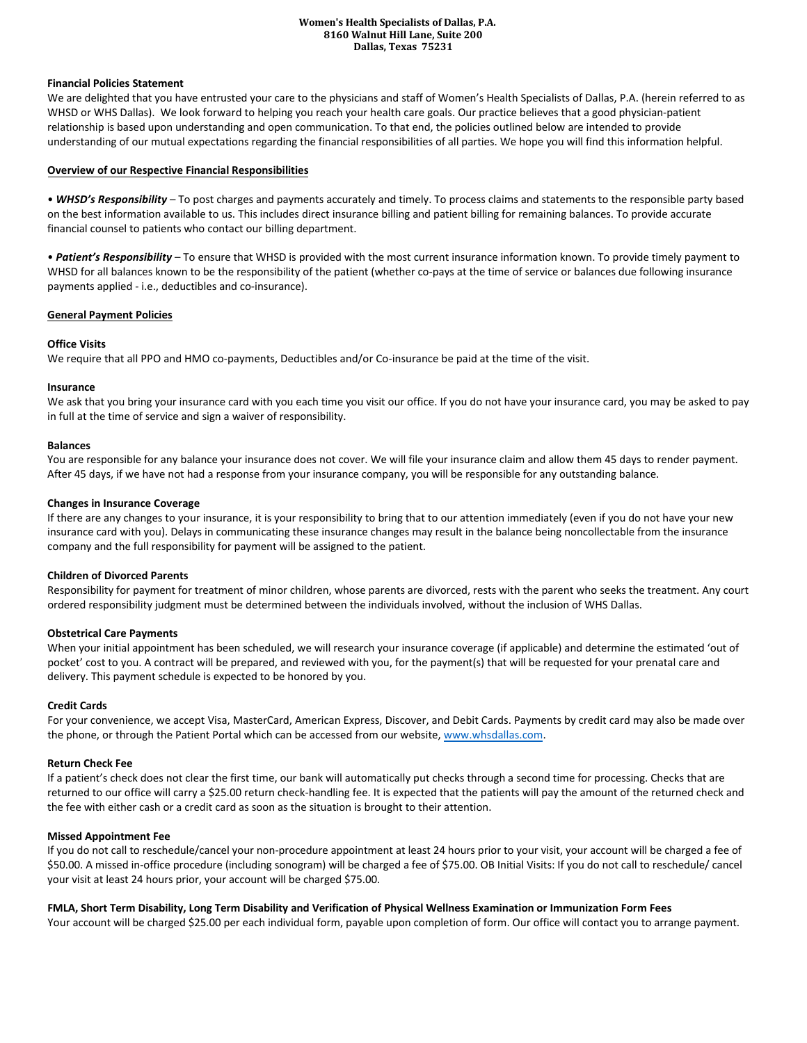**Women's Health Specialists of Dallas, P.A.**
**8160 Walnut Hill Lane, Suite 200**
**Dallas, Texas 75231**

### Financial Policies Statement

We are delighted that you have entrusted your care to the physicians and staff of Women's Health Specialists of Dallas, P.A. (herein referred to as WHSD or WHS Dallas). We look forward to helping you reach your health care goals. Our practice believes that a good physician-patient relationship is based upon understanding and open communication. To that end, the policies outlined below are intended to provide understanding of our mutual expectations regarding the financial responsibilities of all parties. We hope you will find this information helpful.

## Overview of our Respective Financial Responsibilities

- ***WHSD's Responsibility*** – To post charges and payments accurately and timely. To process claims and statements to the responsible party based on the best information available to us. This includes direct insurance billing and patient billing for remaining balances. To provide accurate financial counsel to patients who contact our billing department.

- ***Patient's Responsibility*** – To ensure that WHSD is provided with the most current insurance information known. To provide timely payment to WHSD for all balances known to be the responsibility of the patient (whether co-pays at the time of service or balances due following insurance payments applied - i.e., deductibles and co-insurance).

## General Payment Policies

### Office Visits

We require that all PPO and HMO co-payments, Deductibles and/or Co-insurance be paid at the time of the visit.

### Insurance

We ask that you bring your insurance card with you each time you visit our office. If you do not have your insurance card, you may be asked to pay in full at the time of service and sign a waiver of responsibility.

### Balances

You are responsible for any balance your insurance does not cover. We will file your insurance claim and allow them 45 days to render payment. After 45 days, if we have not had a response from your insurance company, you will be responsible for any outstanding balance.

### Changes in Insurance Coverage

If there are any changes to your insurance, it is your responsibility to bring that to our attention immediately (even if you do not have your new insurance card with you). Delays in communicating these insurance changes may result in the balance being noncollectable from the insurance company and the full responsibility for payment will be assigned to the patient.

### Children of Divorced Parents

Responsibility for payment for treatment of minor children, whose parents are divorced, rests with the parent who seeks the treatment. Any court ordered responsibility judgment must be determined between the individuals involved, without the inclusion of WHS Dallas.

### Obstetrical Care Payments

When your initial appointment has been scheduled, we will research your insurance coverage (if applicable) and determine the estimated 'out of pocket' cost to you. A contract will be prepared, and reviewed with you, for the payment(s) that will be requested for your prenatal care and delivery. This payment schedule is expected to be honored by you.

### Credit Cards

For your convenience, we accept Visa, MasterCard, American Express, Discover, and Debit Cards. Payments by credit card may also be made over the phone, or through the Patient Portal which can be accessed from our website, www.whsdallas.com.

### Return Check Fee

If a patient's check does not clear the first time, our bank will automatically put checks through a second time for processing. Checks that are returned to our office will carry a $25.00 return check-handling fee. It is expected that the patients will pay the amount of the returned check and the fee with either cash or a credit card as soon as the situation is brought to their attention.

### Missed Appointment Fee

If you do not call to reschedule/cancel your non-procedure appointment at least 24 hours prior to your visit, your account will be charged a fee of $50.00. A missed in-office procedure (including sonogram) will be charged a fee of $75.00. OB Initial Visits: If you do not call to reschedule/ cancel your visit at least 24 hours prior, your account will be charged $75.00.

### FMLA, Short Term Disability, Long Term Disability and Verification of Physical Wellness Examination or Immunization Form Fees

Your account will be charged $25.00 per each individual form, payable upon completion of form. Our office will contact you to arrange payment.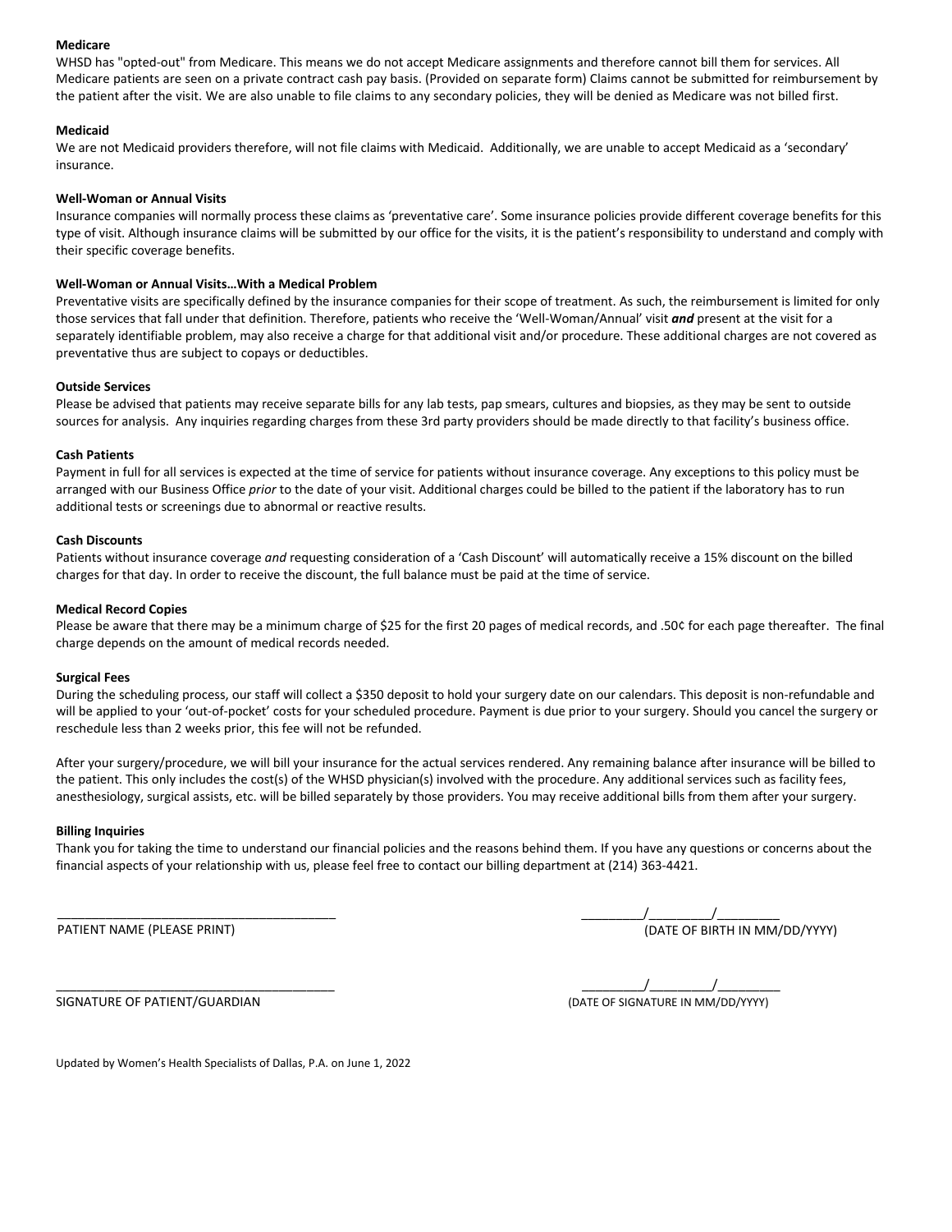**Medicare**

WHSD has "opted-out" from Medicare. This means we do not accept Medicare assignments and therefore cannot bill them for services. All Medicare patients are seen on a private contract cash pay basis. (Provided on separate form) Claims cannot be submitted for reimbursement by the patient after the visit. We are also unable to file claims to any secondary policies, they will be denied as Medicare was not billed first.

**Medicaid**

We are not Medicaid providers therefore, will not file claims with Medicaid. Additionally, we are unable to accept Medicaid as a 'secondary' insurance.

**Well-Woman or Annual Visits**

Insurance companies will normally process these claims as 'preventative care'. Some insurance policies provide different coverage benefits for this type of visit. Although insurance claims will be submitted by our office for the visits, it is the patient's responsibility to understand and comply with their specific coverage benefits.

**Well-Woman or Annual Visits…With a Medical Problem**

Preventative visits are specifically defined by the insurance companies for their scope of treatment. As such, the reimbursement is limited for only those services that fall under that definition. Therefore, patients who receive the 'Well-Woman/Annual' visit ***and*** present at the visit for a separately identifiable problem, may also receive a charge for that additional visit and/or procedure. These additional charges are not covered as preventative thus are subject to copays or deductibles.

**Outside Services**

Please be advised that patients may receive separate bills for any lab tests, pap smears, cultures and biopsies, as they may be sent to outside sources for analysis. Any inquiries regarding charges from these 3rd party providers should be made directly to that facility's business office.

**Cash Patients**

Payment in full for all services is expected at the time of service for patients without insurance coverage. Any exceptions to this policy must be arranged with our Business Office *prior* to the date of your visit. Additional charges could be billed to the patient if the laboratory has to run additional tests or screenings due to abnormal or reactive results.

**Cash Discounts**

Patients without insurance coverage *and* requesting consideration of a 'Cash Discount' will automatically receive a 15% discount on the billed charges for that day. In order to receive the discount, the full balance must be paid at the time of service.

**Medical Record Copies**

Please be aware that there may be a minimum charge of $25 for the first 20 pages of medical records, and .50¢ for each page thereafter. The final charge depends on the amount of medical records needed.

**Surgical Fees**

During the scheduling process, our staff will collect a $350 deposit to hold your surgery date on our calendars. This deposit is non-refundable and will be applied to your 'out-of-pocket' costs for your scheduled procedure. Payment is due prior to your surgery. Should you cancel the surgery or reschedule less than 2 weeks prior, this fee will not be refunded.

After your surgery/procedure, we will bill your insurance for the actual services rendered. Any remaining balance after insurance will be billed to the patient. This only includes the cost(s) of the WHSD physician(s) involved with the procedure. Any additional services such as facility fees, anesthesiology, surgical assists, etc. will be billed separately by those providers. You may receive additional bills from them after your surgery.

**Billing Inquiries**

Thank you for taking the time to understand our financial policies and the reasons behind them. If you have any questions or concerns about the financial aspects of your relationship with us, please feel free to contact our billing department at (214) 363-4421.

\_\_\_\_\_\_\_\_\_\_\_\_\_\_\_\_\_\_\_\_\_\_\_\_\_\_\_\_\_\_\_\_\_\_\_\_\_\_\_\_ &nbsp;&nbsp;&nbsp;&nbsp; \_\_\_\_\_\_\_\_\_/\_\_\_\_\_\_\_\_\_/\_\_\_\_\_\_\_\_\_

PATIENT NAME (PLEASE PRINT) &nbsp;&nbsp;&nbsp;&nbsp; (DATE OF BIRTH IN MM/DD/YYYY)

\_\_\_\_\_\_\_\_\_\_\_\_\_\_\_\_\_\_\_\_\_\_\_\_\_\_\_\_\_\_\_\_\_\_\_\_\_\_\_\_ &nbsp;&nbsp;&nbsp;&nbsp; \_\_\_\_\_\_\_\_\_/\_\_\_\_\_\_\_\_\_/\_\_\_\_\_\_\_\_\_

SIGNATURE OF PATIENT/GUARDIAN &nbsp;&nbsp;&nbsp;&nbsp; (DATE OF SIGNATURE IN MM/DD/YYYY)

Updated by Women's Health Specialists of Dallas, P.A. on June 1, 2022